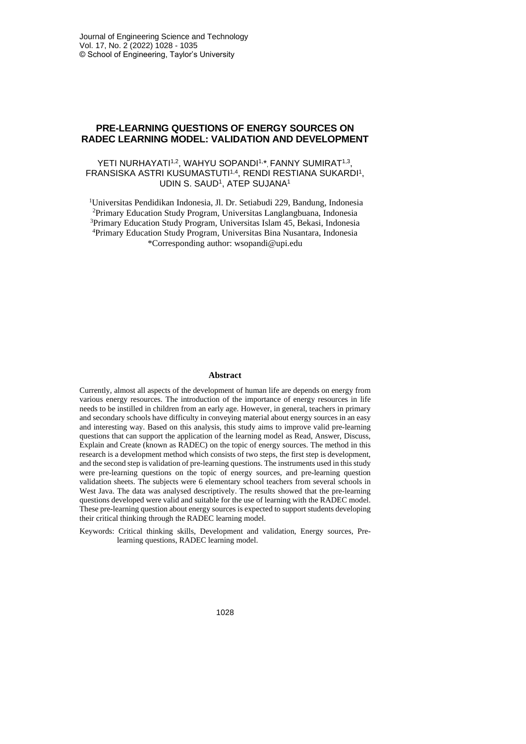# PRE-LEARNING QUESTIONS OF ENERGY SOURCES ON RADEC LEARNING MODEL: VALIDATION AND DEVELOPMENT

YETI NURHAYATI[1,2], WAHYU SOPANDI[1,*], FANNY SUMIRAT[1,3], FRANSISKA ASTRI KUSUMASTUTI[1,4], RENDI RESTIANA SUKARDI[1], UDIN S. SAUD[1], ATEP SUJANA[1]

[1]Universitas Pendidikan Indonesia, Jl. Dr. Setiabudi 229, Bandung, Indonesia
[2]Primary Education Study Program, Universitas Langlangbuana, Indonesia
[3]Primary Education Study Program, Universitas Islam 45, Bekasi, Indonesia
[4]Primary Education Study Program, Universitas Bina Nusantara, Indonesia
*Corresponding author: wsopandi@upi.edu

## Abstract

Currently, almost all aspects of the development of human life are depends on energy from various energy resources. The introduction of the importance of energy resources in life needs to be instilled in children from an early age. However, in general, teachers in primary and secondary schools have difficulty in conveying material about energy sources in an easy and interesting way. Based on this analysis, this study aims to improve valid pre-learning questions that can support the application of the learning model as Read, Answer, Discuss, Explain and Create (known as RADEC) on the topic of energy sources. The method in this research is a development method which consists of two steps, the first step is development, and the second step is validation of pre-learning questions. The instruments used in this study were pre-learning questions on the topic of energy sources, and pre-learning question validation sheets. The subjects were 6 elementary school teachers from several schools in West Java. The data was analysed descriptively. The results showed that the pre-learning questions developed were valid and suitable for the use of learning with the RADEC model. These pre-learning question about energy sources is expected to support students developing their critical thinking through the RADEC learning model.

Keywords: Critical thinking skills, Development and validation, Energy sources, Pre-learning questions, RADEC learning model.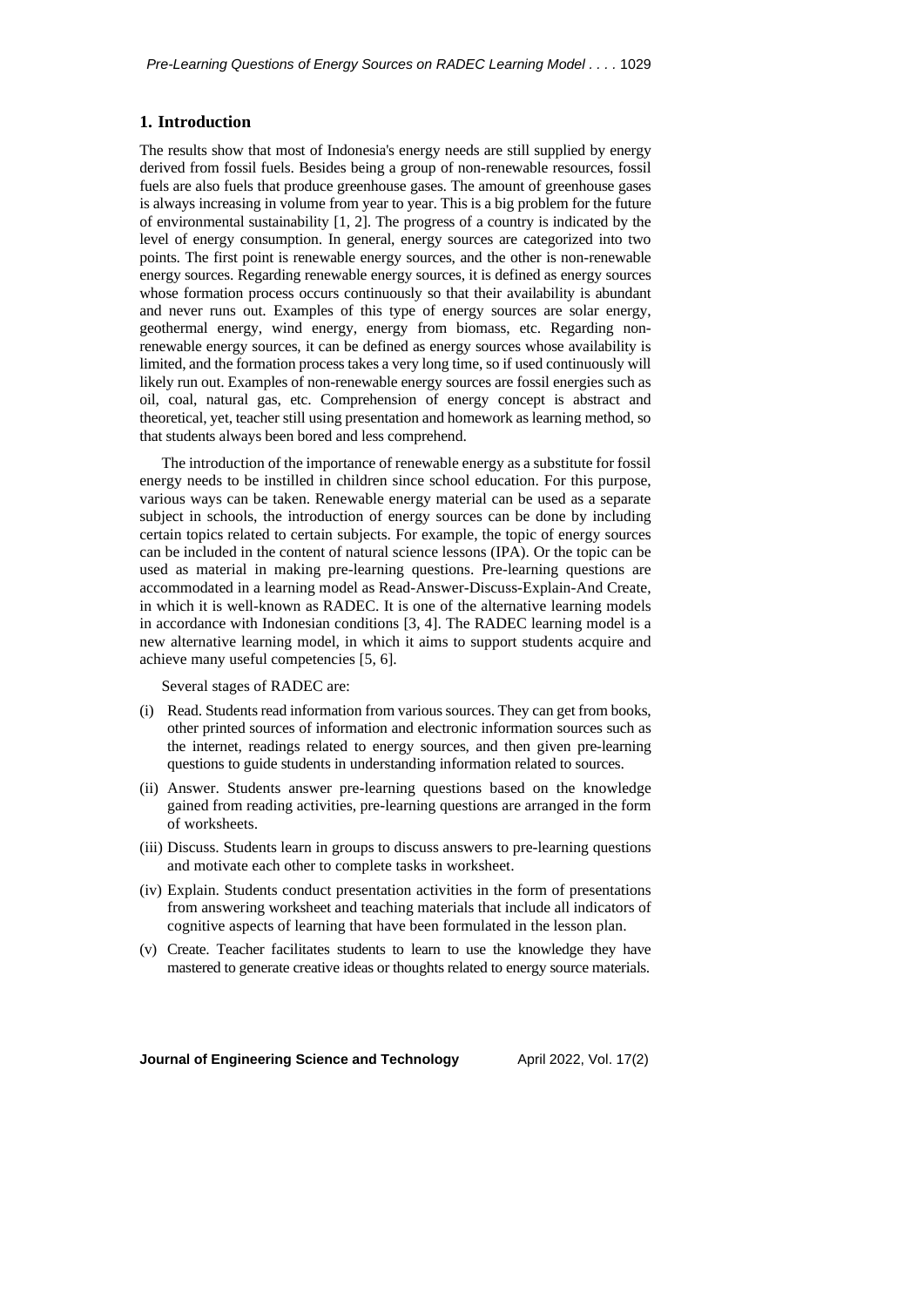## 1. Introduction

The results show that most of Indonesia's energy needs are still supplied by energy derived from fossil fuels. Besides being a group of non-renewable resources, fossil fuels are also fuels that produce greenhouse gases. The amount of greenhouse gases is always increasing in volume from year to year. This is a big problem for the future of environmental sustainability [1, 2]. The progress of a country is indicated by the level of energy consumption. In general, energy sources are categorized into two points. The first point is renewable energy sources, and the other is non-renewable energy sources. Regarding renewable energy sources, it is defined as energy sources whose formation process occurs continuously so that their availability is abundant and never runs out. Examples of this type of energy sources are solar energy, geothermal energy, wind energy, energy from biomass, etc. Regarding non-renewable energy sources, it can be defined as energy sources whose availability is limited, and the formation process takes a very long time, so if used continuously will likely run out. Examples of non-renewable energy sources are fossil energies such as oil, coal, natural gas, etc. Comprehension of energy concept is abstract and theoretical, yet, teacher still using presentation and homework as learning method, so that students always been bored and less comprehend.

The introduction of the importance of renewable energy as a substitute for fossil energy needs to be instilled in children since school education. For this purpose, various ways can be taken. Renewable energy material can be used as a separate subject in schools, the introduction of energy sources can be done by including certain topics related to certain subjects. For example, the topic of energy sources can be included in the content of natural science lessons (IPA). Or the topic can be used as material in making pre-learning questions. Pre-learning questions are accommodated in a learning model as Read-Answer-Discuss-Explain-And Create, in which it is well-known as RADEC. It is one of the alternative learning models in accordance with Indonesian conditions [3, 4]. The RADEC learning model is a new alternative learning model, in which it aims to support students acquire and achieve many useful competencies [5, 6].

Several stages of RADEC are:

(i) Read. Students read information from various sources. They can get from books, other printed sources of information and electronic information sources such as the internet, readings related to energy sources, and then given pre-learning questions to guide students in understanding information related to sources.

(ii) Answer. Students answer pre-learning questions based on the knowledge gained from reading activities, pre-learning questions are arranged in the form of worksheets.

(iii) Discuss. Students learn in groups to discuss answers to pre-learning questions and motivate each other to complete tasks in worksheet.

(iv) Explain. Students conduct presentation activities in the form of presentations from answering worksheet and teaching materials that include all indicators of cognitive aspects of learning that have been formulated in the lesson plan.

(v) Create. Teacher facilitates students to learn to use the knowledge they have mastered to generate creative ideas or thoughts related to energy source materials.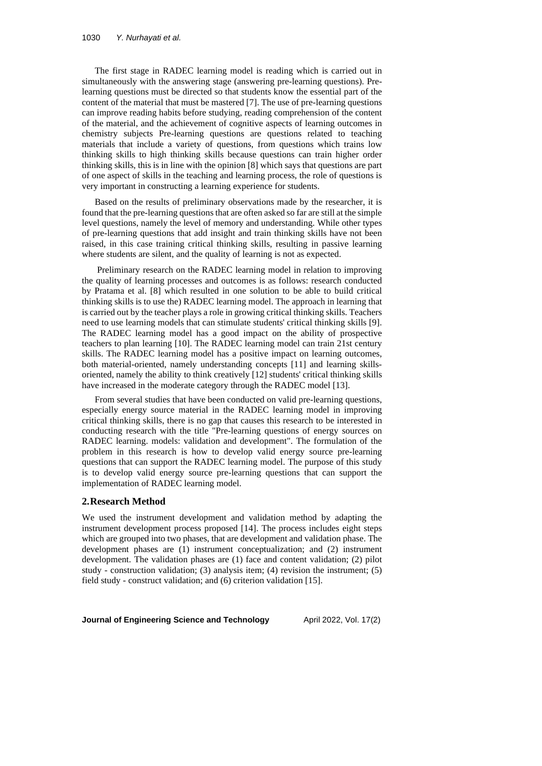The first stage in RADEC learning model is reading which is carried out in simultaneously with the answering stage (answering pre-learning questions). Pre-learning questions must be directed so that students know the essential part of the content of the material that must be mastered [7]. The use of pre-learning questions can improve reading habits before studying, reading comprehension of the content of the material, and the achievement of cognitive aspects of learning outcomes in chemistry subjects Pre-learning questions are questions related to teaching materials that include a variety of questions, from questions which trains low thinking skills to high thinking skills because questions can train higher order thinking skills, this is in line with the opinion [8] which says that questions are part of one aspect of skills in the teaching and learning process, the role of questions is very important in constructing a learning experience for students.

Based on the results of preliminary observations made by the researcher, it is found that the pre-learning questions that are often asked so far are still at the simple level questions, namely the level of memory and understanding. While other types of pre-learning questions that add insight and train thinking skills have not been raised, in this case training critical thinking skills, resulting in passive learning where students are silent, and the quality of learning is not as expected.

Preliminary research on the RADEC learning model in relation to improving the quality of learning processes and outcomes is as follows: research conducted by Pratama et al. [8] which resulted in one solution to be able to build critical thinking skills is to use the) RADEC learning model. The approach in learning that is carried out by the teacher plays a role in growing critical thinking skills. Teachers need to use learning models that can stimulate students' critical thinking skills [9]. The RADEC learning model has a good impact on the ability of prospective teachers to plan learning [10]. The RADEC learning model can train 21st century skills. The RADEC learning model has a positive impact on learning outcomes, both material-oriented, namely understanding concepts [11] and learning skills-oriented, namely the ability to think creatively [12] students' critical thinking skills have increased in the moderate category through the RADEC model [13].

From several studies that have been conducted on valid pre-learning questions, especially energy source material in the RADEC learning model in improving critical thinking skills, there is no gap that causes this research to be interested in conducting research with the title "Pre-learning questions of energy sources on RADEC learning. models: validation and development". The formulation of the problem in this research is how to develop valid energy source pre-learning questions that can support the RADEC learning model. The purpose of this study is to develop valid energy source pre-learning questions that can support the implementation of RADEC learning model.

## 2. Research Method

We used the instrument development and validation method by adapting the instrument development process proposed [14]. The process includes eight steps which are grouped into two phases, that are development and validation phase. The development phases are (1) instrument conceptualization; and (2) instrument development. The validation phases are (1) face and content validation; (2) pilot study - construction validation; (3) analysis item; (4) revision the instrument; (5) field study - construct validation; and (6) criterion validation [15].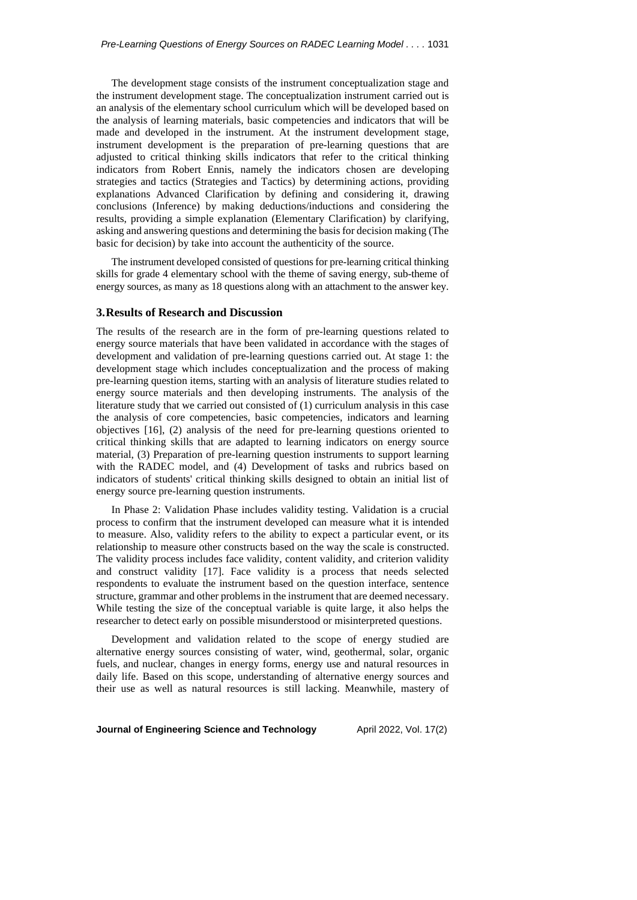The development stage consists of the instrument conceptualization stage and the instrument development stage. The conceptualization instrument carried out is an analysis of the elementary school curriculum which will be developed based on the analysis of learning materials, basic competencies and indicators that will be made and developed in the instrument. At the instrument development stage, instrument development is the preparation of pre-learning questions that are adjusted to critical thinking skills indicators that refer to the critical thinking indicators from Robert Ennis, namely the indicators chosen are developing strategies and tactics (Strategies and Tactics) by determining actions, providing explanations Advanced Clarification by defining and considering it, drawing conclusions (Inference) by making deductions/inductions and considering the results, providing a simple explanation (Elementary Clarification) by clarifying, asking and answering questions and determining the basis for decision making (The basic for decision) by take into account the authenticity of the source.

The instrument developed consisted of questions for pre-learning critical thinking skills for grade 4 elementary school with the theme of saving energy, sub-theme of energy sources, as many as 18 questions along with an attachment to the answer key.

## 3. Results of Research and Discussion

The results of the research are in the form of pre-learning questions related to energy source materials that have been validated in accordance with the stages of development and validation of pre-learning questions carried out. At stage 1: the development stage which includes conceptualization and the process of making pre-learning question items, starting with an analysis of literature studies related to energy source materials and then developing instruments. The analysis of the literature study that we carried out consisted of (1) curriculum analysis in this case the analysis of core competencies, basic competencies, indicators and learning objectives [16], (2) analysis of the need for pre-learning questions oriented to critical thinking skills that are adapted to learning indicators on energy source material, (3) Preparation of pre-learning question instruments to support learning with the RADEC model, and (4) Development of tasks and rubrics based on indicators of students' critical thinking skills designed to obtain an initial list of energy source pre-learning question instruments.

In Phase 2: Validation Phase includes validity testing. Validation is a crucial process to confirm that the instrument developed can measure what it is intended to measure. Also, validity refers to the ability to expect a particular event, or its relationship to measure other constructs based on the way the scale is constructed. The validity process includes face validity, content validity, and criterion validity and construct validity [17]. Face validity is a process that needs selected respondents to evaluate the instrument based on the question interface, sentence structure, grammar and other problems in the instrument that are deemed necessary. While testing the size of the conceptual variable is quite large, it also helps the researcher to detect early on possible misunderstood or misinterpreted questions.

Development and validation related to the scope of energy studied are alternative energy sources consisting of water, wind, geothermal, solar, organic fuels, and nuclear, changes in energy forms, energy use and natural resources in daily life. Based on this scope, understanding of alternative energy sources and their use as well as natural resources is still lacking. Meanwhile, mastery of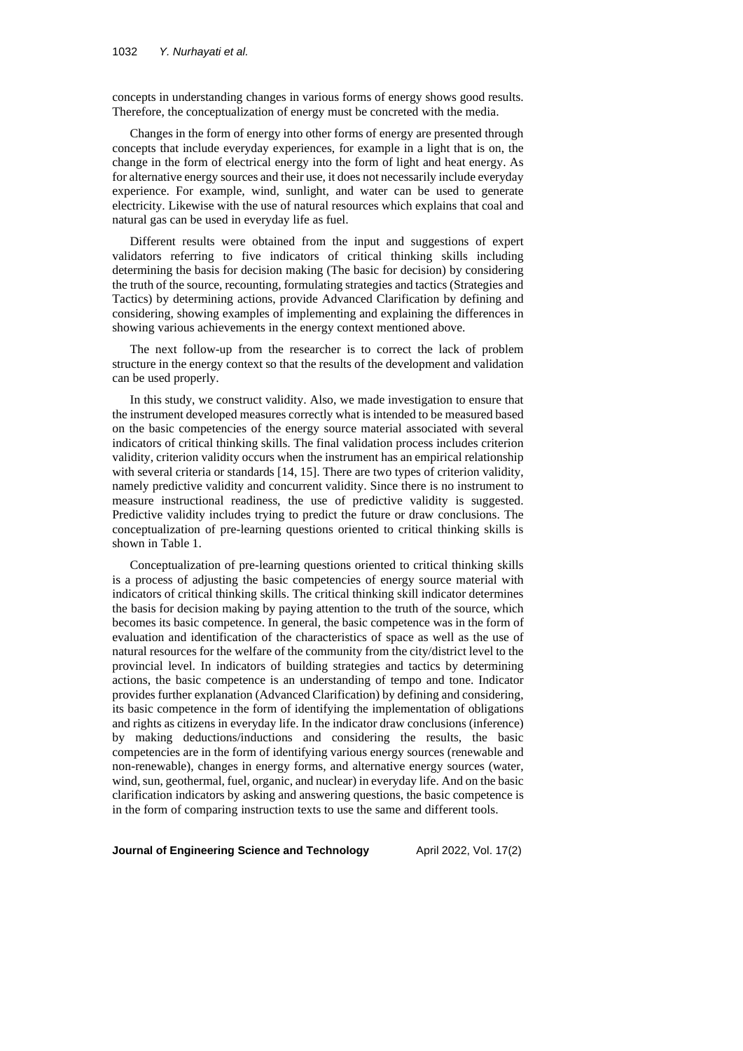concepts in understanding changes in various forms of energy shows good results. Therefore, the conceptualization of energy must be concreted with the media.

Changes in the form of energy into other forms of energy are presented through concepts that include everyday experiences, for example in a light that is on, the change in the form of electrical energy into the form of light and heat energy. As for alternative energy sources and their use, it does not necessarily include everyday experience. For example, wind, sunlight, and water can be used to generate electricity. Likewise with the use of natural resources which explains that coal and natural gas can be used in everyday life as fuel.

Different results were obtained from the input and suggestions of expert validators referring to five indicators of critical thinking skills including determining the basis for decision making (The basic for decision) by considering the truth of the source, recounting, formulating strategies and tactics (Strategies and Tactics) by determining actions, provide Advanced Clarification by defining and considering, showing examples of implementing and explaining the differences in showing various achievements in the energy context mentioned above.

The next follow-up from the researcher is to correct the lack of problem structure in the energy context so that the results of the development and validation can be used properly.

In this study, we construct validity. Also, we made investigation to ensure that the instrument developed measures correctly what is intended to be measured based on the basic competencies of the energy source material associated with several indicators of critical thinking skills. The final validation process includes criterion validity, criterion validity occurs when the instrument has an empirical relationship with several criteria or standards [14, 15]. There are two types of criterion validity, namely predictive validity and concurrent validity. Since there is no instrument to measure instructional readiness, the use of predictive validity is suggested. Predictive validity includes trying to predict the future or draw conclusions. The conceptualization of pre-learning questions oriented to critical thinking skills is shown in Table 1.

Conceptualization of pre-learning questions oriented to critical thinking skills is a process of adjusting the basic competencies of energy source material with indicators of critical thinking skills. The critical thinking skill indicator determines the basis for decision making by paying attention to the truth of the source, which becomes its basic competence. In general, the basic competence was in the form of evaluation and identification of the characteristics of space as well as the use of natural resources for the welfare of the community from the city/district level to the provincial level. In indicators of building strategies and tactics by determining actions, the basic competence is an understanding of tempo and tone. Indicator provides further explanation (Advanced Clarification) by defining and considering, its basic competence in the form of identifying the implementation of obligations and rights as citizens in everyday life. In the indicator draw conclusions (inference) by making deductions/inductions and considering the results, the basic competencies are in the form of identifying various energy sources (renewable and non-renewable), changes in energy forms, and alternative energy sources (water, wind, sun, geothermal, fuel, organic, and nuclear) in everyday life. And on the basic clarification indicators by asking and answering questions, the basic competence is in the form of comparing instruction texts to use the same and different tools.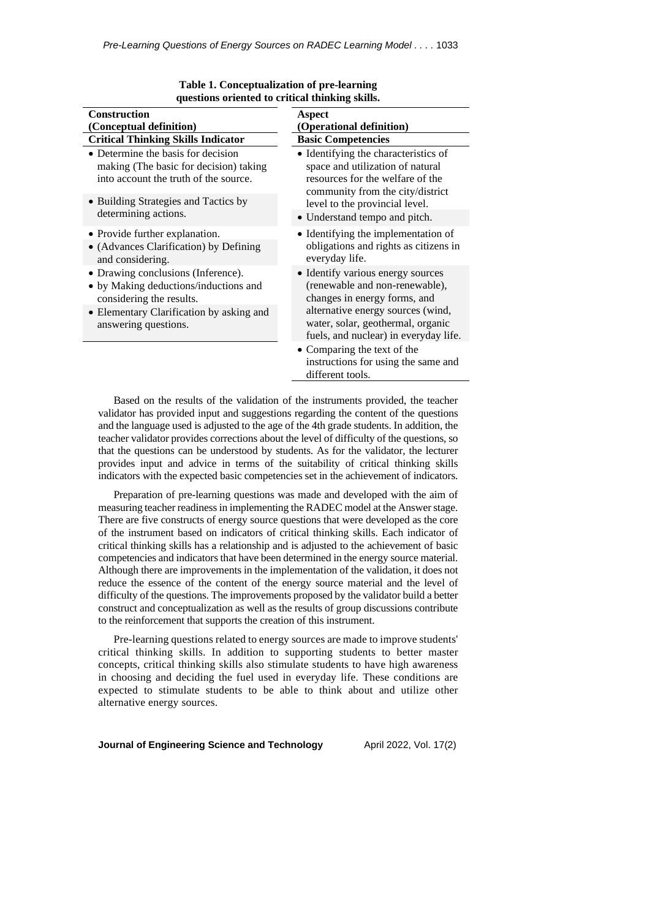**Table 1. Conceptualization of pre-learning questions oriented to critical thinking skills.**

| Construction (Conceptual definition) Critical Thinking Skills Indicator | Aspect (Operational definition) Basic Competencies |
|---|---|
| • Determine the basis for decision making (The basic for decision) taking into account the truth of the source. | • Identifying the characteristics of space and utilization of natural resources for the welfare of the community from the city/district level to the provincial level. |
| • Building Strategies and Tactics by determining actions. | • Understand tempo and pitch. |
| • Provide further explanation. • (Advances Clarification) by Defining and considering. | • Identifying the implementation of obligations and rights as citizens in everyday life. |
| • Drawing conclusions (Inference). • by Making deductions/inductions and considering the results. • Elementary Clarification by asking and answering questions. | • Identify various energy sources (renewable and non-renewable), changes in energy forms, and alternative energy sources (wind, water, solar, geothermal, organic fuels, and nuclear) in everyday life. |
| | • Comparing the text of the instructions for using the same and different tools. |

Based on the results of the validation of the instruments provided, the teacher validator has provided input and suggestions regarding the content of the questions and the language used is adjusted to the age of the 4th grade students. In addition, the teacher validator provides corrections about the level of difficulty of the questions, so that the questions can be understood by students. As for the validator, the lecturer provides input and advice in terms of the suitability of critical thinking skills indicators with the expected basic competencies set in the achievement of indicators.

Preparation of pre-learning questions was made and developed with the aim of measuring teacher readiness in implementing the RADEC model at the Answer stage. There are five constructs of energy source questions that were developed as the core of the instrument based on indicators of critical thinking skills. Each indicator of critical thinking skills has a relationship and is adjusted to the achievement of basic competencies and indicators that have been determined in the energy source material. Although there are improvements in the implementation of the validation, it does not reduce the essence of the content of the energy source material and the level of difficulty of the questions. The improvements proposed by the validator build a better construct and conceptualization as well as the results of group discussions contribute to the reinforcement that supports the creation of this instrument.

Pre-learning questions related to energy sources are made to improve students' critical thinking skills. In addition to supporting students to better master concepts, critical thinking skills also stimulate students to have high awareness in choosing and deciding the fuel used in everyday life. These conditions are expected to stimulate students to be able to think about and utilize other alternative energy sources.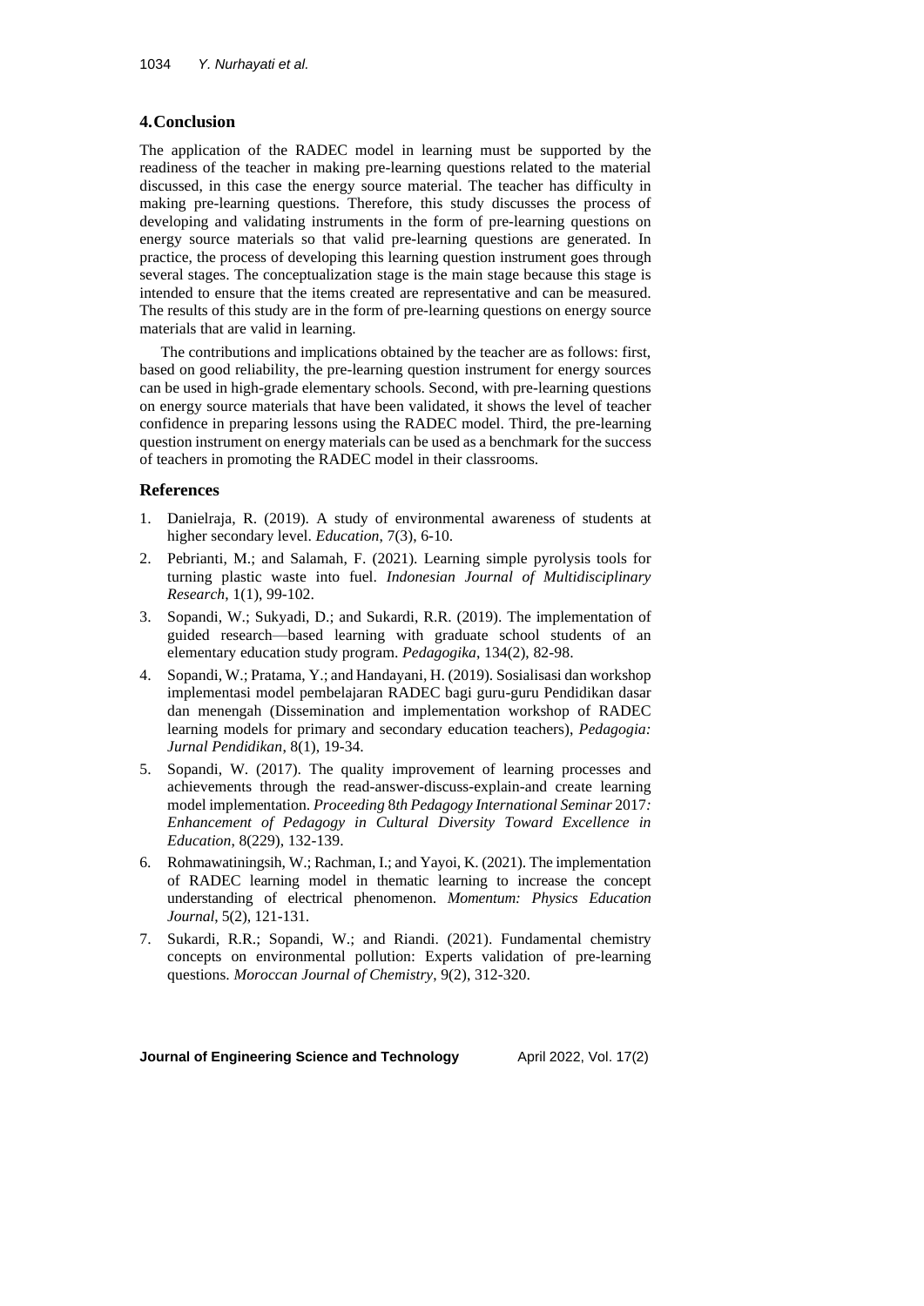## 4. Conclusion

The application of the RADEC model in learning must be supported by the readiness of the teacher in making pre-learning questions related to the material discussed, in this case the energy source material. The teacher has difficulty in making pre-learning questions. Therefore, this study discusses the process of developing and validating instruments in the form of pre-learning questions on energy source materials so that valid pre-learning questions are generated. In practice, the process of developing this learning question instrument goes through several stages. The conceptualization stage is the main stage because this stage is intended to ensure that the items created are representative and can be measured. The results of this study are in the form of pre-learning questions on energy source materials that are valid in learning.

The contributions and implications obtained by the teacher are as follows: first, based on good reliability, the pre-learning question instrument for energy sources can be used in high-grade elementary schools. Second, with pre-learning questions on energy source materials that have been validated, it shows the level of teacher confidence in preparing lessons using the RADEC model. Third, the pre-learning question instrument on energy materials can be used as a benchmark for the success of teachers in promoting the RADEC model in their classrooms.

## References

1. Danielraja, R. (2019). A study of environmental awareness of students at higher secondary level. *Education*, 7(3), 6-10.
2. Pebrianti, M.; and Salamah, F. (2021). Learning simple pyrolysis tools for turning plastic waste into fuel. *Indonesian Journal of Multidisciplinary Research*, 1(1), 99-102.
3. Sopandi, W.; Sukyadi, D.; and Sukardi, R.R. (2019). The implementation of guided research—based learning with graduate school students of an elementary education study program. *Pedagogika*, 134(2), 82-98.
4. Sopandi, W.; Pratama, Y.; and Handayani, H. (2019). Sosialisasi dan workshop implementasi model pembelajaran RADEC bagi guru-guru Pendidikan dasar dan menengah (Dissemination and implementation workshop of RADEC learning models for primary and secondary education teachers), *Pedagogia: Jurnal Pendidikan*, 8(1), 19-34.
5. Sopandi, W. (2017). The quality improvement of learning processes and achievements through the read-answer-discuss-explain-and create learning model implementation. *Proceeding* 8*th Pedagogy International Seminar* 2017*: Enhancement of Pedagogy in Cultural Diversity Toward Excellence in Education*, 8(229), 132-139.
6. Rohmawatiningsih, W.; Rachman, I.; and Yayoi, K. (2021). The implementation of RADEC learning model in thematic learning to increase the concept understanding of electrical phenomenon. *Momentum: Physics Education Journal*, 5(2), 121-131.
7. Sukardi, R.R.; Sopandi, W.; and Riandi. (2021). Fundamental chemistry concepts on environmental pollution: Experts validation of pre-learning questions. *Moroccan Journal of Chemistry*, 9(2), 312-320.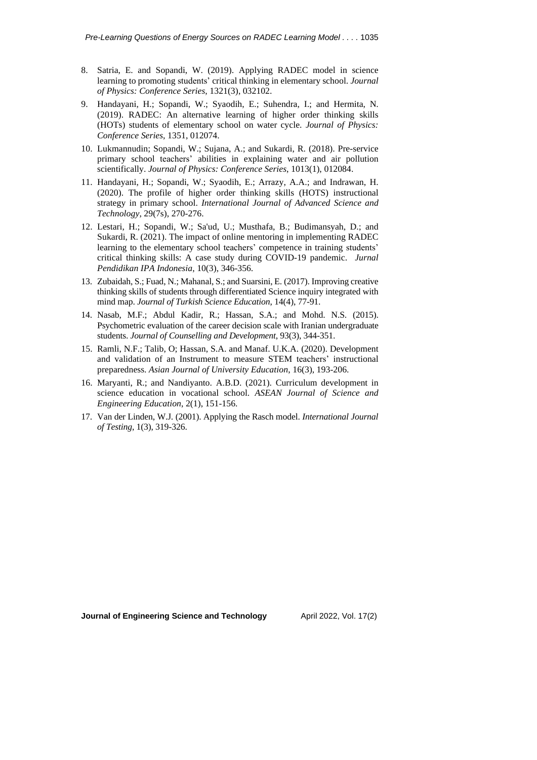8. Satria, E. and Sopandi, W. (2019). Applying RADEC model in science learning to promoting students' critical thinking in elementary school. *Journal of Physics: Conference Series*, 1321(3), 032102.
9. Handayani, H.; Sopandi, W.; Syaodih, E.; Suhendra, I.; and Hermita, N. (2019). RADEC: An alternative learning of higher order thinking skills (HOTs) students of elementary school on water cycle. *Journal of Physics: Conference Series*, 1351, 012074.
10. Lukmannudin; Sopandi, W.; Sujana, A.; and Sukardi, R. (2018). Pre-service primary school teachers' abilities in explaining water and air pollution scientifically. *Journal of Physics: Conference Series*, 1013(1), 012084.
11. Handayani, H.; Sopandi, W.; Syaodih, E.; Arrazy, A.A.; and Indrawan, H. (2020). The profile of higher order thinking skills (HOTS) instructional strategy in primary school. *International Journal of Advanced Science and Technology*, 29(7s), 270-276.
12. Lestari, H.; Sopandi, W.; Sa'ud, U.; Musthafa, B.; Budimansyah, D.; and Sukardi, R. (2021). The impact of online mentoring in implementing RADEC learning to the elementary school teachers' competence in training students' critical thinking skills: A case study during COVID-19 pandemic. *Jurnal Pendidikan IPA Indonesia*, 10(3), 346-356.
13. Zubaidah, S.; Fuad, N.; Mahanal, S.; and Suarsini, E. (2017). Improving creative thinking skills of students through differentiated Science inquiry integrated with mind map. *Journal of Turkish Science Education*, 14(4), 77-91.
14. Nasab, M.F.; Abdul Kadir, R.; Hassan, S.A.; and Mohd. N.S. (2015). Psychometric evaluation of the career decision scale with Iranian undergraduate students. *Journal of Counselling and Development*, 93(3), 344-351.
15. Ramli, N.F.; Talib, O; Hassan, S.A. and Manaf. U.K.A. (2020). Development and validation of an Instrument to measure STEM teachers' instructional preparedness. *Asian Journal of University Education*, 16(3), 193-206.
16. Maryanti, R.; and Nandiyanto. A.B.D. (2021). Curriculum development in science education in vocational school. *ASEAN Journal of Science and Engineering Education*, 2(1), 151-156.
17. Van der Linden, W.J. (2001). Applying the Rasch model. *International Journal of Testing*, 1(3), 319-326.